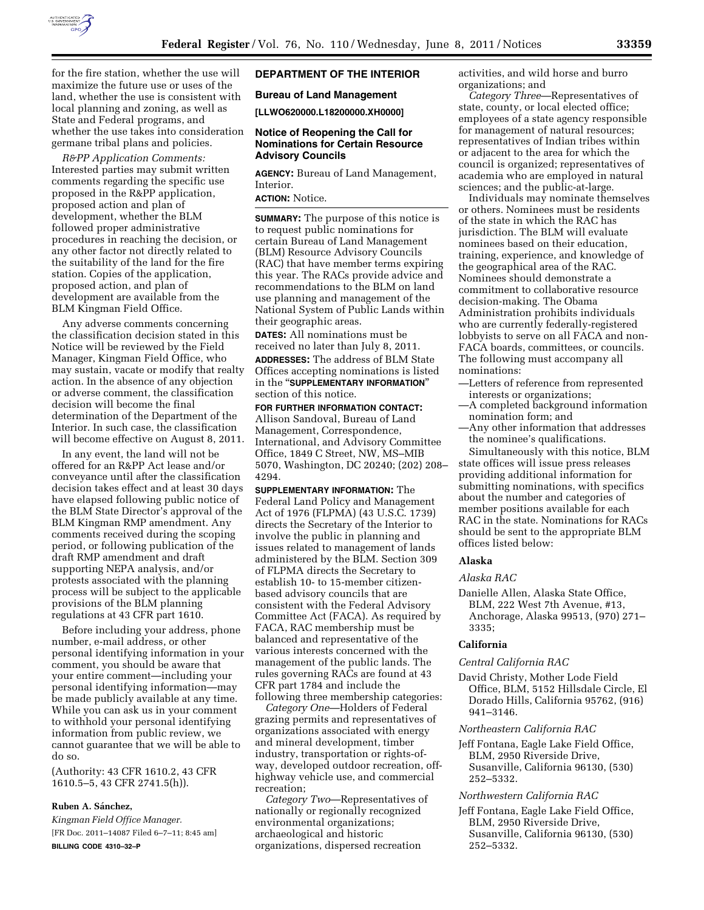for the fire station, whether the use will maximize the future use or uses of the land, whether the use is consistent with local planning and zoning, as well as State and Federal programs, and whether the use takes into consideration germane tribal plans and policies.

*R&PP Application Comments:* Interested parties may submit written comments regarding the specific use proposed in the R&PP application, proposed action and plan of development, whether the BLM followed proper administrative procedures in reaching the decision, or any other factor not directly related to the suitability of the land for the fire station. Copies of the application, proposed action, and plan of development are available from the BLM Kingman Field Office.

Any adverse comments concerning the classification decision stated in this Notice will be reviewed by the Field Manager, Kingman Field Office, who may sustain, vacate or modify that realty action. In the absence of any objection or adverse comment, the classification decision will become the final determination of the Department of the Interior. In such case, the classification will become effective on August 8, 2011.

In any event, the land will not be offered for an R&PP Act lease and/or conveyance until after the classification decision takes effect and at least 30 days have elapsed following public notice of the BLM State Director's approval of the BLM Kingman RMP amendment. Any comments received during the scoping period, or following publication of the draft RMP amendment and draft supporting NEPA analysis, and/or protests associated with the planning process will be subject to the applicable provisions of the BLM planning regulations at 43 CFR part 1610.

Before including your address, phone number, e-mail address, or other personal identifying information in your comment, you should be aware that your entire comment—including your personal identifying information—may be made publicly available at any time. While you can ask us in your comment to withhold your personal identifying information from public review, we cannot guarantee that we will be able to do so.

(Authority: 43 CFR 1610.2, 43 CFR 1610.5–5, 43 CFR 2741.5(h)).

**Ruben A. Sánchez,**

*Kingman Field Office Manager.*

[FR Doc. 2011–14087 Filed 6–7–11; 8:45 am]

**BILLING CODE 4310–32–P**

## DEPARTMENT OF THE INTERIOR

### Bureau of Land Management

**[LLWO620000.L18200000.XH0000]**

### Notice of Reopening the Call for Nominations for Certain Resource Advisory Councils

**AGENCY:** Bureau of Land Management, Interior.

**ACTION:** Notice.

**SUMMARY:** The purpose of this notice is to request public nominations for certain Bureau of Land Management (BLM) Resource Advisory Councils (RAC) that have member terms expiring this year. The RACs provide advice and recommendations to the BLM on land use planning and management of the National System of Public Lands within their geographic areas.

**DATES:** All nominations must be received no later than July 8, 2011.

**ADDRESSES:** The address of BLM State Offices accepting nominations is listed in the "**SUPPLEMENTARY INFORMATION**" section of this notice.

**FOR FURTHER INFORMATION CONTACT:** Allison Sandoval, Bureau of Land Management, Correspondence, International, and Advisory Committee Office, 1849 C Street, NW, MS–MIB 5070, Washington, DC 20240; (202) 208–4294.

**SUPPLEMENTARY INFORMATION:** The Federal Land Policy and Management Act of 1976 (FLPMA) (43 U.S.C. 1739) directs the Secretary of the Interior to involve the public in planning and issues related to management of lands administered by the BLM. Section 309 of FLPMA directs the Secretary to establish 10- to 15-member citizen-based advisory councils that are consistent with the Federal Advisory Committee Act (FACA). As required by FACA, RAC membership must be balanced and representative of the various interests concerned with the management of the public lands. The rules governing RACs are found at 43 CFR part 1784 and include the following three membership categories:

*Category One*—Holders of Federal grazing permits and representatives of organizations associated with energy and mineral development, timber industry, transportation or rights-of-way, developed outdoor recreation, off-highway vehicle use, and commercial recreation;

*Category Two*—Representatives of nationally or regionally recognized environmental organizations; archaeological and historic organizations, dispersed recreation activities, and wild horse and burro organizations; and

*Category Three*—Representatives of state, county, or local elected office; employees of a state agency responsible for management of natural resources; representatives of Indian tribes within or adjacent to the area for which the council is organized; representatives of academia who are employed in natural sciences; and the public-at-large.

Individuals may nominate themselves or others. Nominees must be residents of the state in which the RAC has jurisdiction. The BLM will evaluate nominees based on their education, training, experience, and knowledge of the geographical area of the RAC. Nominees should demonstrate a commitment to collaborative resource decision-making. The Obama Administration prohibits individuals who are currently federally-registered lobbyists to serve on all FACA and non-FACA boards, committees, or councils. The following must accompany all nominations:

—Letters of reference from represented interests or organizations;
—A completed background information nomination form; and
—Any other information that addresses the nominee's qualifications.

Simultaneously with this notice, BLM state offices will issue press releases providing additional information for submitting nominations, with specifics about the number and categories of member positions available for each RAC in the state. Nominations for RACs should be sent to the appropriate BLM offices listed below:

### Alaska

*Alaska RAC*

Danielle Allen, Alaska State Office, BLM, 222 West 7th Avenue, #13, Anchorage, Alaska 99513, (970) 271–3335;

### California

*Central California RAC*

David Christy, Mother Lode Field Office, BLM, 5152 Hillsdale Circle, El Dorado Hills, California 95762, (916) 941–3146.

*Northeastern California RAC*

Jeff Fontana, Eagle Lake Field Office, BLM, 2950 Riverside Drive, Susanville, California 96130, (530) 252–5332.

*Northwestern California RAC*

Jeff Fontana, Eagle Lake Field Office, BLM, 2950 Riverside Drive, Susanville, California 96130, (530) 252–5332.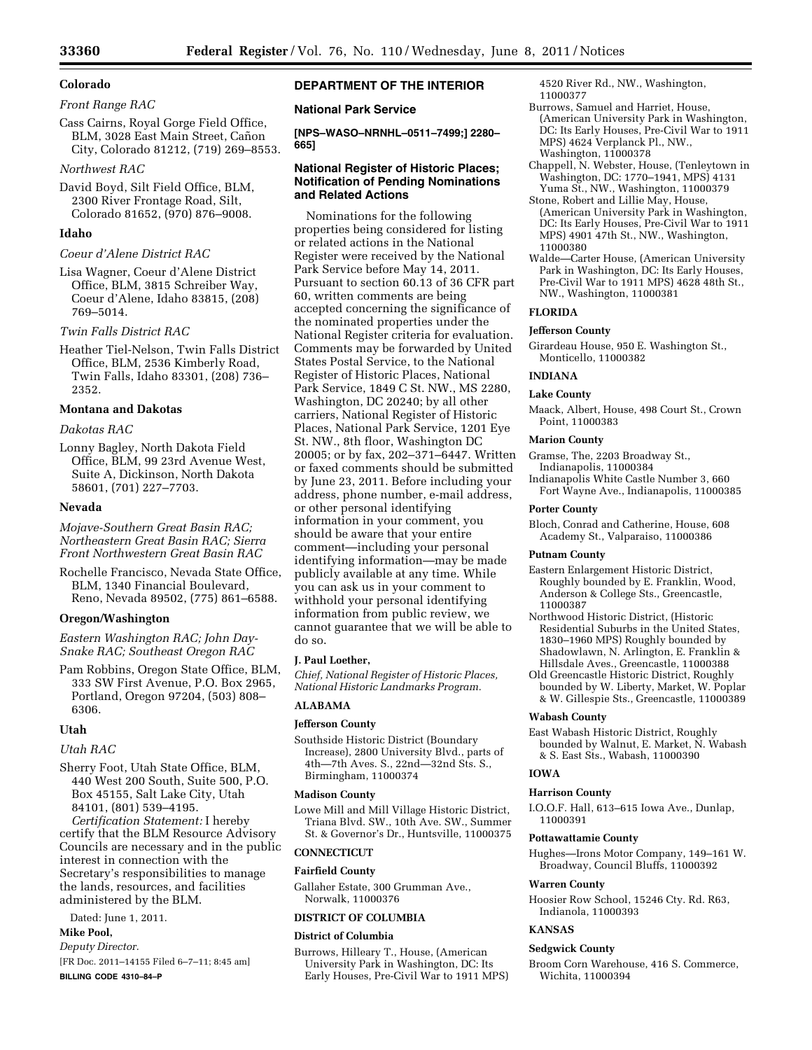## Colorado

*Front Range RAC*

Cass Cairns, Royal Gorge Field Office, BLM, 3028 East Main Street, Cañon City, Colorado 81212, (719) 269–8553.

*Northwest RAC*

David Boyd, Silt Field Office, BLM, 2300 River Frontage Road, Silt, Colorado 81652, (970) 876–9008.

## Idaho

*Coeur d'Alene District RAC*

Lisa Wagner, Coeur d'Alene District Office, BLM, 3815 Schreiber Way, Coeur d'Alene, Idaho 83815, (208) 769–5014.

*Twin Falls District RAC*

Heather Tiel-Nelson, Twin Falls District Office, BLM, 2536 Kimberly Road, Twin Falls, Idaho 83301, (208) 736–2352.

## Montana and Dakotas

*Dakotas RAC*

Lonny Bagley, North Dakota Field Office, BLM, 99 23rd Avenue West, Suite A, Dickinson, North Dakota 58601, (701) 227–7703.

## Nevada

*Mojave-Southern Great Basin RAC; Northeastern Great Basin RAC; Sierra Front Northwestern Great Basin RAC*

Rochelle Francisco, Nevada State Office, BLM, 1340 Financial Boulevard, Reno, Nevada 89502, (775) 861–6588.

## Oregon/Washington

*Eastern Washington RAC; John Day-Snake RAC; Southeast Oregon RAC*

Pam Robbins, Oregon State Office, BLM, 333 SW First Avenue, P.O. Box 2965, Portland, Oregon 97204, (503) 808–6306.

## Utah

*Utah RAC*

Sherry Foot, Utah State Office, BLM, 440 West 200 South, Suite 500, P.O. Box 45155, Salt Lake City, Utah 84101, (801) 539–4195.

*Certification Statement:* I hereby certify that the BLM Resource Advisory Councils are necessary and in the public interest in connection with the Secretary's responsibilities to manage the lands, resources, and facilities administered by the BLM.

Dated: June 1, 2011.

**Mike Pool,**

*Deputy Director.*

[FR Doc. 2011–14155 Filed 6–7–11; 8:45 am]

**BILLING CODE 4310–84–P**

# DEPARTMENT OF THE INTERIOR

## National Park Service

**[NPS–WASO–NRNHL–0511–7499;] 2280–665]**

## National Register of Historic Places; Notification of Pending Nominations and Related Actions

Nominations for the following properties being considered for listing or related actions in the National Register were received by the National Park Service before May 14, 2011. Pursuant to section 60.13 of 36 CFR part 60, written comments are being accepted concerning the significance of the nominated properties under the National Register criteria for evaluation. Comments may be forwarded by United States Postal Service, to the National Register of Historic Places, National Park Service, 1849 C St. NW., MS 2280, Washington, DC 20240; by all other carriers, National Register of Historic Places, National Park Service, 1201 Eye St. NW., 8th floor, Washington DC 20005; or by fax, 202–371–6447. Written or faxed comments should be submitted by June 23, 2011. Before including your address, phone number, e-mail address, or other personal identifying information in your comment, you should be aware that your entire comment—including your personal identifying information—may be made publicly available at any time. While you can ask us in your comment to withhold your personal identifying information from public review, we cannot guarantee that we will be able to do so.

**J. Paul Loether,**

*Chief, National Register of Historic Places, National Historic Landmarks Program.*

### ALABAMA

#### Jefferson County

Southside Historic District (Boundary Increase), 2800 University Blvd., parts of 4th—7th Aves. S., 22nd—32nd Sts. S., Birmingham, 11000374

#### Madison County

Lowe Mill and Mill Village Historic District, Triana Blvd. SW., 10th Ave. SW., Summer St. & Governor's Dr., Huntsville, 11000375

### CONNECTICUT

#### Fairfield County

Gallaher Estate, 300 Grumman Ave., Norwalk, 11000376

### DISTRICT OF COLUMBIA

#### District of Columbia

Burrows, Hilleary T., House, (American University Park in Washington, DC: Its Early Houses, Pre-Civil War to 1911 MPS) 4520 River Rd., NW., Washington, 11000377

Burrows, Samuel and Harriet, House, (American University Park in Washington, DC: Its Early Houses, Pre-Civil War to 1911 MPS) 4624 Verplanck Pl., NW., Washington, 11000378

Chappell, N. Webster, House, (Tenleytown in Washington, DC: 1770–1941, MPS) 4131 Yuma St., NW., Washington, 11000379

Stone, Robert and Lillie May, House, (American University Park in Washington, DC: Its Early Houses, Pre-Civil War to 1911 MPS) 4901 47th St., NW., Washington, 11000380

Walde—Carter House, (American University Park in Washington, DC: Its Early Houses, Pre-Civil War to 1911 MPS) 4628 48th St., NW., Washington, 11000381

### FLORIDA

#### Jefferson County

Girardeau House, 950 E. Washington St., Monticello, 11000382

### INDIANA

#### Lake County

Maack, Albert, House, 498 Court St., Crown Point, 11000383

#### Marion County

Gramse, The, 2203 Broadway St., Indianapolis, 11000384

Indianapolis White Castle Number 3, 660 Fort Wayne Ave., Indianapolis, 11000385

#### Porter County

Bloch, Conrad and Catherine, House, 608 Academy St., Valparaiso, 11000386

#### Putnam County

Eastern Enlargement Historic District, Roughly bounded by E. Franklin, Wood, Anderson & College Sts., Greencastle, 11000387

Northwood Historic District, (Historic Residential Suburbs in the United States, 1830–1960 MPS) Roughly bounded by Shadowlawn, N. Arlington, E. Franklin & Hillsdale Aves., Greencastle, 11000388

Old Greencastle Historic District, Roughly bounded by W. Liberty, Market, W. Poplar & W. Gillespie Sts., Greencastle, 11000389

#### Wabash County

East Wabash Historic District, Roughly bounded by Walnut, E. Market, N. Wabash & S. East Sts., Wabash, 11000390

### IOWA

#### Harrison County

I.O.O.F. Hall, 613–615 Iowa Ave., Dunlap, 11000391

#### Pottawattamie County

Hughes—Irons Motor Company, 149–161 W. Broadway, Council Bluffs, 11000392

#### Warren County

Hoosier Row School, 15246 Cty. Rd. R63, Indianola, 11000393

### KANSAS

#### Sedgwick County

Broom Corn Warehouse, 416 S. Commerce, Wichita, 11000394